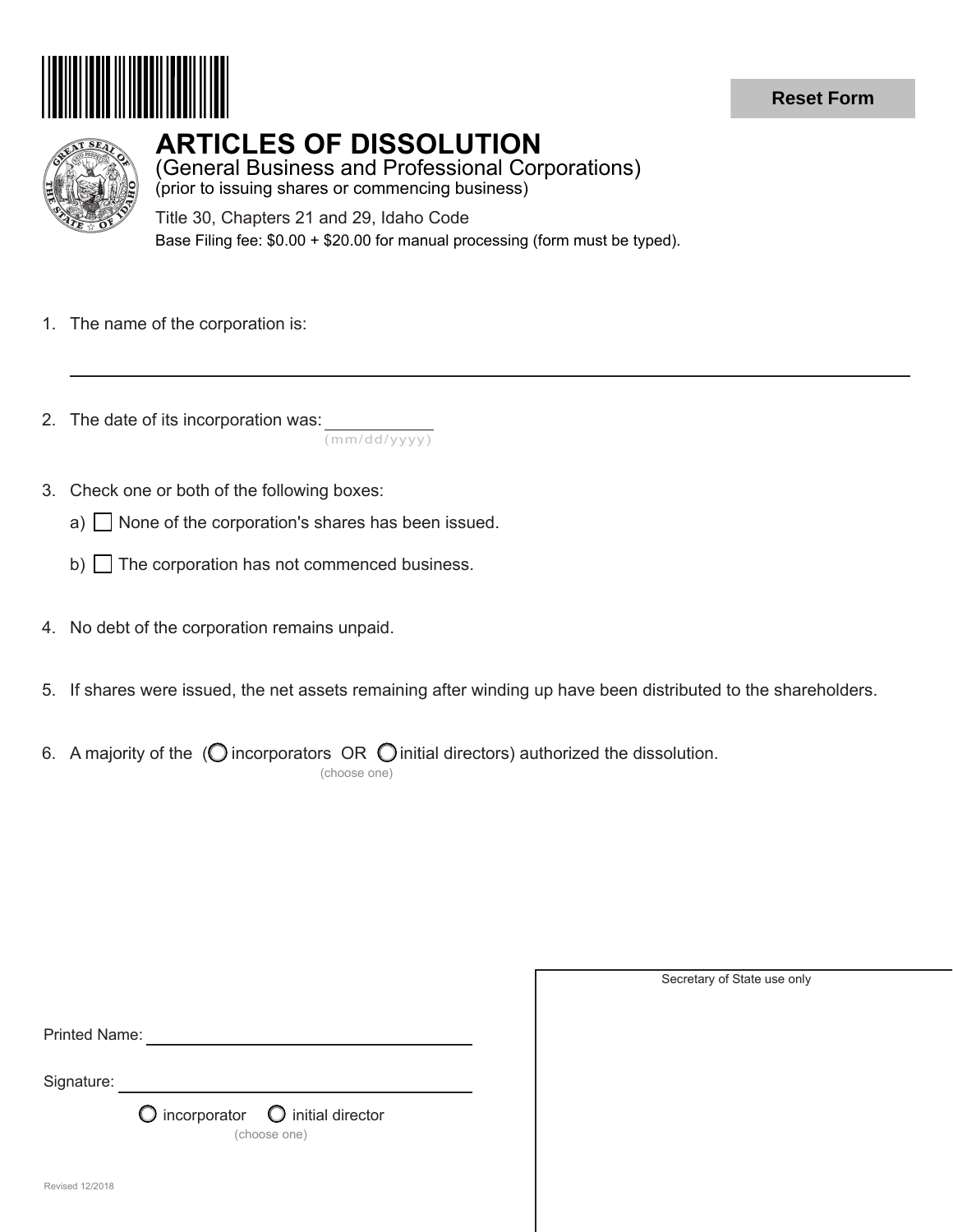Reset Form

# ARTICLES OF DISSOLUTION

## (General Business and Professional Corporations)

(prior to issuing shares or commencing business)

Title 30, Chapters 21 and 29, Idaho Code

Base Filing fee: $0.00 + $20.00 for manual processing (form must be typed).

1. The name of the corporation is:

   ______________________________________________

2. The date of its incorporation was: ____________
   (mm/dd/yyyy)

3. Check one or both of the following boxes:
   - a) ☐ None of the corporation's shares has been issued.
   - b) ☐ The corporation has not commenced business.

4. No debt of the corporation remains unpaid.

5. If shares were issued, the net assets remaining after winding up have been distributed to the shareholders.

6. A majority of the (◯ incorporators OR ◯ initial directors) authorized the dissolution.
   (choose one)

Printed Name: ______________________________

Signature: ______________________________

◯ incorporator ◯ initial director
(choose one)

Secretary of State use only

Revised 12/2018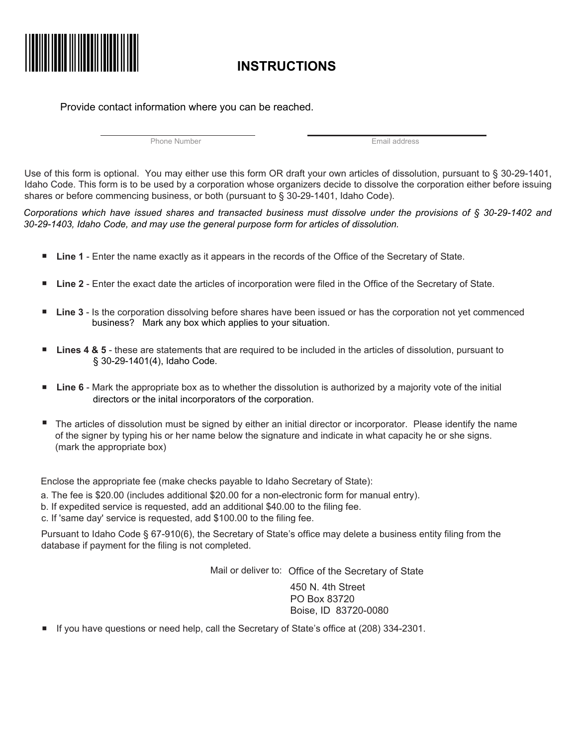# INSTRUCTIONS

Provide contact information where you can be reached.

Phone Number ____________________ Email address ____________________

Use of this form is optional. You may either use this form OR draft your own articles of dissolution, pursuant to § 30-29-1401, Idaho Code. This form is to be used by a corporation whose organizers decide to dissolve the corporation either before issuing shares or before commencing business, or both (pursuant to § 30-29-1401, Idaho Code).

*Corporations which have issued shares and transacted business must dissolve under the provisions of § 30-29-1402 and 30-29-1403, Idaho Code, and may use the general purpose form for articles of dissolution.*

- **Line 1** - Enter the name exactly as it appears in the records of the Office of the Secretary of State.
- **Line 2** - Enter the exact date the articles of incorporation were filed in the Office of the Secretary of State.
- **Line 3** - Is the corporation dissolving before shares have been issued or has the corporation not yet commenced business? Mark any box which applies to your situation.
- **Lines 4 & 5** - these are statements that are required to be included in the articles of dissolution, pursuant to § 30-29-1401(4), Idaho Code.
- **Line 6** - Mark the appropriate box as to whether the dissolution is authorized by a majority vote of the initial directors or the inital incorporators of the corporation.
- The articles of dissolution must be signed by either an initial director or incorporator. Please identify the name of the signer by typing his or her name below the signature and indicate in what capacity he or she signs. (mark the appropriate box)

Enclose the appropriate fee (make checks payable to Idaho Secretary of State):

a. The fee is $20.00 (includes additional $20.00 for a non-electronic form for manual entry).
b. If expedited service is requested, add an additional $40.00 to the filing fee.
c. If 'same day' service is requested, add $100.00 to the filing fee.

Pursuant to Idaho Code § 67-910(6), the Secretary of State's office may delete a business entity filing from the database if payment for the filing is not completed.

Mail or deliver to: Office of the Secretary of State
450 N. 4th Street
PO Box 83720
Boise, ID 83720-0080

- If you have questions or need help, call the Secretary of State's office at (208) 334-2301.